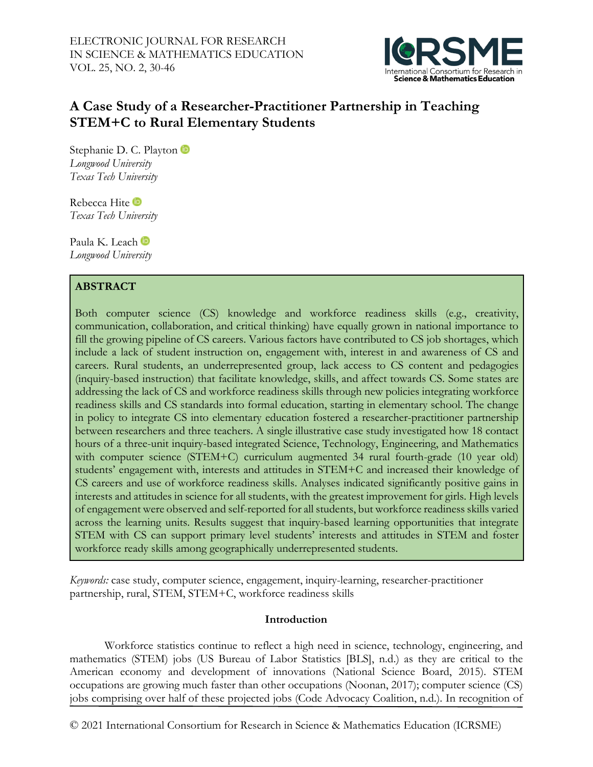# A Case Study of a Researcher-Practitioner Partnership in Teaching STEM+C to Rural Elementary Students

Stephanie D. C. Playton
*Longwood University*
*Texas Tech University*

Rebecca Hite
*Texas Tech University*

Paula K. Leach
*Longwood University*

## ABSTRACT

Both computer science (CS) knowledge and workforce readiness skills (e.g., creativity, communication, collaboration, and critical thinking) have equally grown in national importance to fill the growing pipeline of CS careers. Various factors have contributed to CS job shortages, which include a lack of student instruction on, engagement with, interest in and awareness of CS and careers. Rural students, an underrepresented group, lack access to CS content and pedagogies (inquiry-based instruction) that facilitate knowledge, skills, and affect towards CS. Some states are addressing the lack of CS and workforce readiness skills through new policies integrating workforce readiness skills and CS standards into formal education, starting in elementary school. The change in policy to integrate CS into elementary education fostered a researcher-practitioner partnership between researchers and three teachers. A single illustrative case study investigated how 18 contact hours of a three-unit inquiry-based integrated Science, Technology, Engineering, and Mathematics with computer science (STEM+C) curriculum augmented 34 rural fourth-grade (10 year old) students' engagement with, interests and attitudes in STEM+C and increased their knowledge of CS careers and use of workforce readiness skills. Analyses indicated significantly positive gains in interests and attitudes in science for all students, with the greatest improvement for girls. High levels of engagement were observed and self-reported for all students, but workforce readiness skills varied across the learning units. Results suggest that inquiry-based learning opportunities that integrate STEM with CS can support primary level students' interests and attitudes in STEM and foster workforce ready skills among geographically underrepresented students.

*Keywords:* case study, computer science, engagement, inquiry-learning, researcher-practitioner partnership, rural, STEM, STEM+C, workforce readiness skills

## Introduction

Workforce statistics continue to reflect a high need in science, technology, engineering, and mathematics (STEM) jobs (US Bureau of Labor Statistics [BLS], n.d.) as they are critical to the American economy and development of innovations (National Science Board, 2015). STEM occupations are growing much faster than other occupations (Noonan, 2017); computer science (CS) jobs comprising over half of these projected jobs (Code Advocacy Coalition, n.d.). In recognition of

© 2021 International Consortium for Research in Science & Mathematics Education (ICRSME)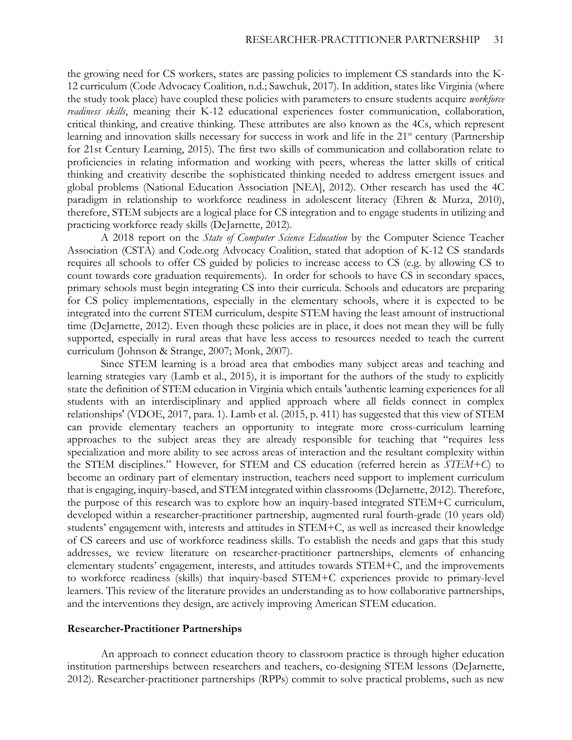the growing need for CS workers, states are passing policies to implement CS standards into the K-12 curriculum (Code Advocacy Coalition, n.d.; Sawchuk, 2017). In addition, states like Virginia (where the study took place) have coupled these policies with parameters to ensure students acquire *workforce readiness skills*, meaning their K-12 educational experiences foster communication, collaboration, critical thinking, and creative thinking. These attributes are also known as the 4Cs, which represent learning and innovation skills necessary for success in work and life in the 21st century (Partnership for 21st Century Learning, 2015). The first two skills of communication and collaboration relate to proficiencies in relating information and working with peers, whereas the latter skills of critical thinking and creativity describe the sophisticated thinking needed to address emergent issues and global problems (National Education Association [NEA], 2012). Other research has used the 4C paradigm in relationship to workforce readiness in adolescent literacy (Ehren & Murza, 2010), therefore, STEM subjects are a logical place for CS integration and to engage students in utilizing and practicing workforce ready skills (DeJarnette, 2012).

A 2018 report on the *State of Computer Science Education* by the Computer Science Teacher Association (CSTA) and Code.org Advocacy Coalition, stated that adoption of K-12 CS standards requires all schools to offer CS guided by policies to increase access to CS (e.g. by allowing CS to count towards core graduation requirements). In order for schools to have CS in secondary spaces, primary schools must begin integrating CS into their curricula. Schools and educators are preparing for CS policy implementations, especially in the elementary schools, where it is expected to be integrated into the current STEM curriculum, despite STEM having the least amount of instructional time (DeJarnette, 2012). Even though these policies are in place, it does not mean they will be fully supported, especially in rural areas that have less access to resources needed to teach the current curriculum (Johnson & Strange, 2007; Monk, 2007).

Since STEM learning is a broad area that embodies many subject areas and teaching and learning strategies vary (Lamb et al., 2015), it is important for the authors of the study to explicitly state the definition of STEM education in Virginia which entails 'authentic learning experiences for all students with an interdisciplinary and applied approach where all fields connect in complex relationships' (VDOE, 2017, para. 1). Lamb et al. (2015, p. 411) has suggested that this view of STEM can provide elementary teachers an opportunity to integrate more cross-curriculum learning approaches to the subject areas they are already responsible for teaching that "requires less specialization and more ability to see across areas of interaction and the resultant complexity within the STEM disciplines." However, for STEM and CS education (referred herein as *STEM+C*) to become an ordinary part of elementary instruction, teachers need support to implement curriculum that is engaging, inquiry-based, and STEM integrated within classrooms (DeJarnette, 2012). Therefore, the purpose of this research was to explore how an inquiry-based integrated STEM+C curriculum, developed within a researcher-practitioner partnership, augmented rural fourth-grade (10 years old) students' engagement with, interests and attitudes in STEM+C, as well as increased their knowledge of CS careers and use of workforce readiness skills. To establish the needs and gaps that this study addresses, we review literature on researcher-practitioner partnerships, elements of enhancing elementary students' engagement, interests, and attitudes towards STEM+C, and the improvements to workforce readiness (skills) that inquiry-based STEM+C experiences provide to primary-level learners. This review of the literature provides an understanding as to how collaborative partnerships, and the interventions they design, are actively improving American STEM education.

## Researcher-Practitioner Partnerships

An approach to connect education theory to classroom practice is through higher education institution partnerships between researchers and teachers, co-designing STEM lessons (DeJarnette, 2012). Researcher-practitioner partnerships (RPPs) commit to solve practical problems, such as new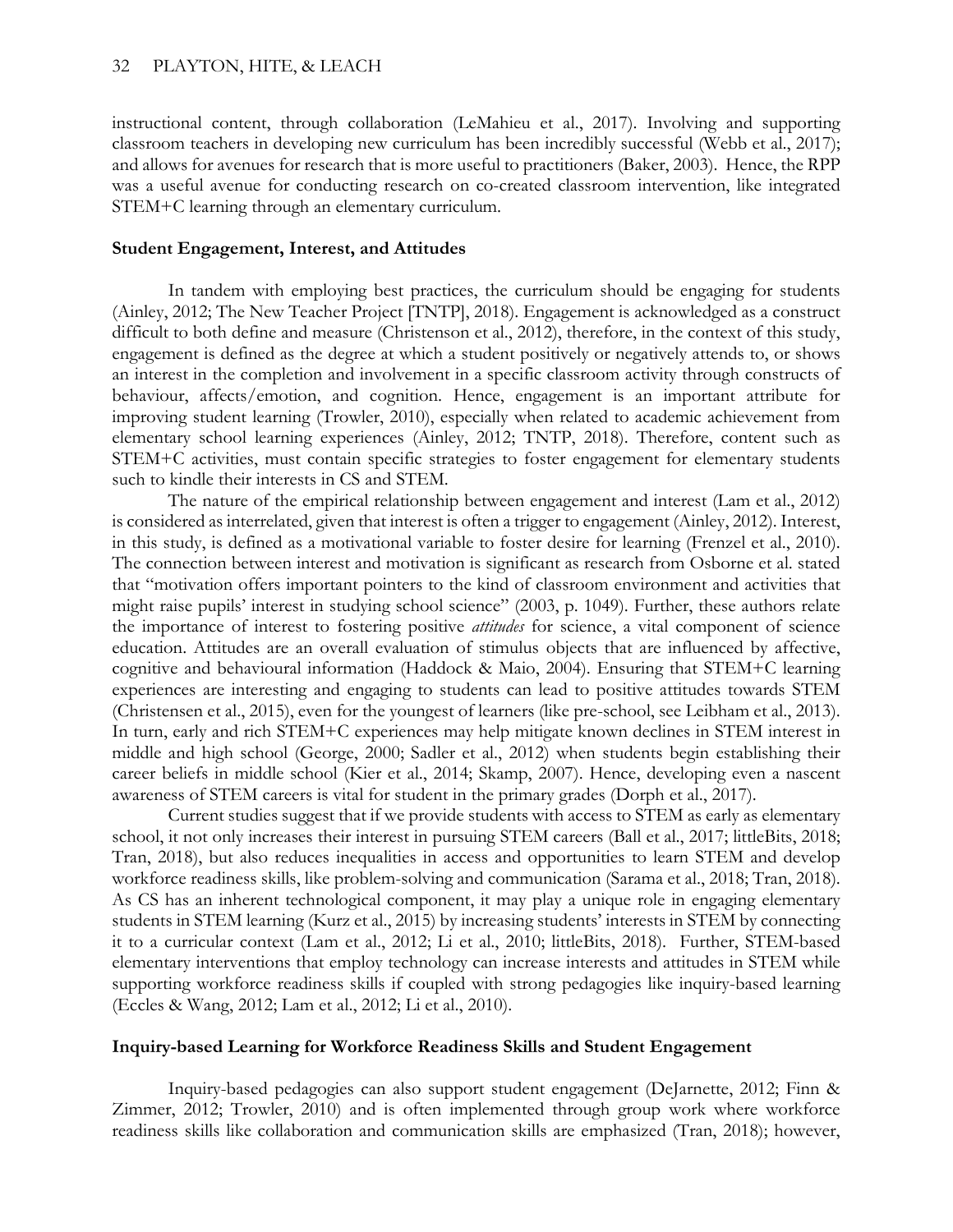instructional content, through collaboration (LeMahieu et al., 2017). Involving and supporting classroom teachers in developing new curriculum has been incredibly successful (Webb et al., 2017); and allows for avenues for research that is more useful to practitioners (Baker, 2003). Hence, the RPP was a useful avenue for conducting research on co-created classroom intervention, like integrated STEM+C learning through an elementary curriculum.

### Student Engagement, Interest, and Attitudes

In tandem with employing best practices, the curriculum should be engaging for students (Ainley, 2012; The New Teacher Project [TNTP], 2018). Engagement is acknowledged as a construct difficult to both define and measure (Christenson et al., 2012), therefore, in the context of this study, engagement is defined as the degree at which a student positively or negatively attends to, or shows an interest in the completion and involvement in a specific classroom activity through constructs of behaviour, affects/emotion, and cognition. Hence, engagement is an important attribute for improving student learning (Trowler, 2010), especially when related to academic achievement from elementary school learning experiences (Ainley, 2012; TNTP, 2018). Therefore, content such as STEM+C activities, must contain specific strategies to foster engagement for elementary students such to kindle their interests in CS and STEM.

The nature of the empirical relationship between engagement and interest (Lam et al., 2012) is considered as interrelated, given that interest is often a trigger to engagement (Ainley, 2012). Interest, in this study, is defined as a motivational variable to foster desire for learning (Frenzel et al., 2010). The connection between interest and motivation is significant as research from Osborne et al. stated that "motivation offers important pointers to the kind of classroom environment and activities that might raise pupils' interest in studying school science" (2003, p. 1049). Further, these authors relate the importance of interest to fostering positive *attitudes* for science, a vital component of science education. Attitudes are an overall evaluation of stimulus objects that are influenced by affective, cognitive and behavioural information (Haddock & Maio, 2004). Ensuring that STEM+C learning experiences are interesting and engaging to students can lead to positive attitudes towards STEM (Christensen et al., 2015), even for the youngest of learners (like pre-school, see Leibham et al., 2013). In turn, early and rich STEM+C experiences may help mitigate known declines in STEM interest in middle and high school (George, 2000; Sadler et al., 2012) when students begin establishing their career beliefs in middle school (Kier et al., 2014; Skamp, 2007). Hence, developing even a nascent awareness of STEM careers is vital for student in the primary grades (Dorph et al., 2017).

Current studies suggest that if we provide students with access to STEM as early as elementary school, it not only increases their interest in pursuing STEM careers (Ball et al., 2017; littleBits, 2018; Tran, 2018), but also reduces inequalities in access and opportunities to learn STEM and develop workforce readiness skills, like problem-solving and communication (Sarama et al., 2018; Tran, 2018). As CS has an inherent technological component, it may play a unique role in engaging elementary students in STEM learning (Kurz et al., 2015) by increasing students' interests in STEM by connecting it to a curricular context (Lam et al., 2012; Li et al., 2010; littleBits, 2018). Further, STEM-based elementary interventions that employ technology can increase interests and attitudes in STEM while supporting workforce readiness skills if coupled with strong pedagogies like inquiry-based learning (Eccles & Wang, 2012; Lam et al., 2012; Li et al., 2010).

### Inquiry-based Learning for Workforce Readiness Skills and Student Engagement

Inquiry-based pedagogies can also support student engagement (DeJarnette, 2012; Finn & Zimmer, 2012; Trowler, 2010) and is often implemented through group work where workforce readiness skills like collaboration and communication skills are emphasized (Tran, 2018); however,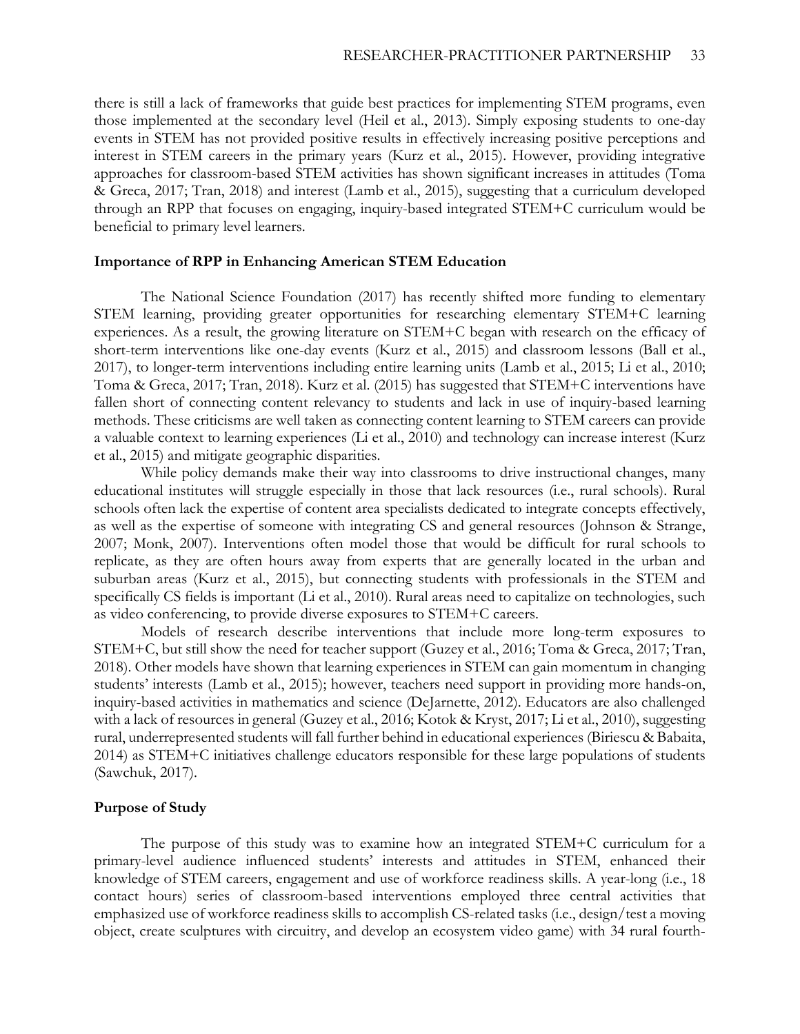there is still a lack of frameworks that guide best practices for implementing STEM programs, even those implemented at the secondary level (Heil et al., 2013). Simply exposing students to one-day events in STEM has not provided positive results in effectively increasing positive perceptions and interest in STEM careers in the primary years (Kurz et al., 2015). However, providing integrative approaches for classroom-based STEM activities has shown significant increases in attitudes (Toma & Greca, 2017; Tran, 2018) and interest (Lamb et al., 2015), suggesting that a curriculum developed through an RPP that focuses on engaging, inquiry-based integrated STEM+C curriculum would be beneficial to primary level learners.

### Importance of RPP in Enhancing American STEM Education

The National Science Foundation (2017) has recently shifted more funding to elementary STEM learning, providing greater opportunities for researching elementary STEM+C learning experiences. As a result, the growing literature on STEM+C began with research on the efficacy of short-term interventions like one-day events (Kurz et al., 2015) and classroom lessons (Ball et al., 2017), to longer-term interventions including entire learning units (Lamb et al., 2015; Li et al., 2010; Toma & Greca, 2017; Tran, 2018). Kurz et al. (2015) has suggested that STEM+C interventions have fallen short of connecting content relevancy to students and lack in use of inquiry-based learning methods. These criticisms are well taken as connecting content learning to STEM careers can provide a valuable context to learning experiences (Li et al., 2010) and technology can increase interest (Kurz et al., 2015) and mitigate geographic disparities.

While policy demands make their way into classrooms to drive instructional changes, many educational institutes will struggle especially in those that lack resources (i.e., rural schools). Rural schools often lack the expertise of content area specialists dedicated to integrate concepts effectively, as well as the expertise of someone with integrating CS and general resources (Johnson & Strange, 2007; Monk, 2007). Interventions often model those that would be difficult for rural schools to replicate, as they are often hours away from experts that are generally located in the urban and suburban areas (Kurz et al., 2015), but connecting students with professionals in the STEM and specifically CS fields is important (Li et al., 2010). Rural areas need to capitalize on technologies, such as video conferencing, to provide diverse exposures to STEM+C careers.

Models of research describe interventions that include more long-term exposures to STEM+C, but still show the need for teacher support (Guzey et al., 2016; Toma & Greca, 2017; Tran, 2018). Other models have shown that learning experiences in STEM can gain momentum in changing students' interests (Lamb et al., 2015); however, teachers need support in providing more hands-on, inquiry-based activities in mathematics and science (DeJarnette, 2012). Educators are also challenged with a lack of resources in general (Guzey et al., 2016; Kotok & Kryst, 2017; Li et al., 2010), suggesting rural, underrepresented students will fall further behind in educational experiences (Biriescu & Babaita, 2014) as STEM+C initiatives challenge educators responsible for these large populations of students (Sawchuk, 2017).

### Purpose of Study

The purpose of this study was to examine how an integrated STEM+C curriculum for a primary-level audience influenced students' interests and attitudes in STEM, enhanced their knowledge of STEM careers, engagement and use of workforce readiness skills. A year-long (i.e., 18 contact hours) series of classroom-based interventions employed three central activities that emphasized use of workforce readiness skills to accomplish CS-related tasks (i.e., design/test a moving object, create sculptures with circuitry, and develop an ecosystem video game) with 34 rural fourth-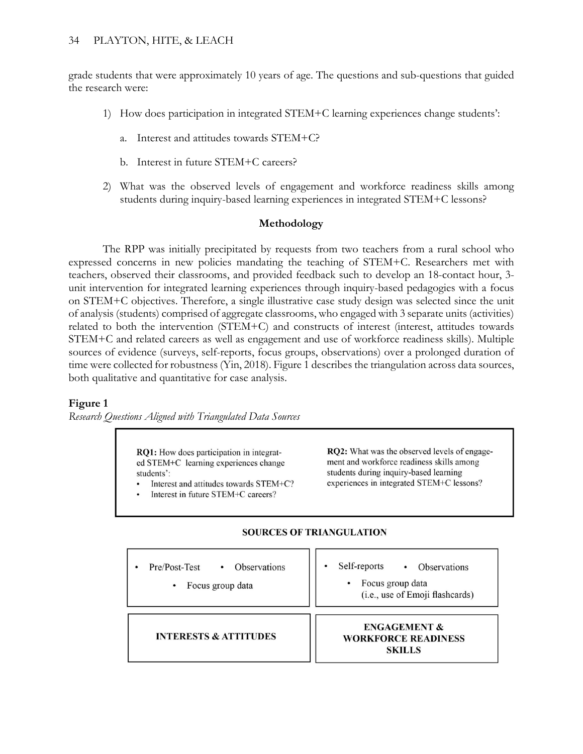grade students that were approximately 10 years of age. The questions and sub-questions that guided the research were:

1) How does participation in integrated STEM+C learning experiences change students':
    a. Interest and attitudes towards STEM+C?
    b. Interest in future STEM+C careers?
2) What was the observed levels of engagement and workforce readiness skills among students during inquiry-based learning experiences in integrated STEM+C lessons?

## Methodology

The RPP was initially precipitated by requests from two teachers from a rural school who expressed concerns in new policies mandating the teaching of STEM+C. Researchers met with teachers, observed their classrooms, and provided feedback such to develop an 18-contact hour, 3-unit intervention for integrated learning experiences through inquiry-based pedagogies with a focus on STEM+C objectives. Therefore, a single illustrative case study design was selected since the unit of analysis (students) comprised of aggregate classrooms, who engaged with 3 separate units (activities) related to both the intervention (STEM+C) and constructs of interest (interest, attitudes towards STEM+C and related careers as well as engagement and use of workforce readiness skills). Multiple sources of evidence (surveys, self-reports, focus groups, observations) over a prolonged duration of time were collected for robustness (Yin, 2018). Figure 1 describes the triangulation across data sources, both qualitative and quantitative for case analysis.

**Figure 1**

*Research Questions Aligned with Triangulated Data Sources*

**RQ1:** How does participation in integrated STEM+C learning experiences change students':
- Interest and attitudes towards STEM+C?
- Interest in future STEM+C careers?

**RQ2:** What was the observed levels of engagement and workforce readiness skills among students during inquiry-based learning experiences in integrated STEM+C lessons?

**SOURCES OF TRIANGULATION**

| INTERESTS & ATTITUDES | ENGAGEMENT & WORKFORCE READINESS SKILLS |
| --- | --- |
| • Pre/Post-Test • Observations • Focus group data | • Self-reports • Observations • Focus group data (i.e., use of Emoji flashcards) |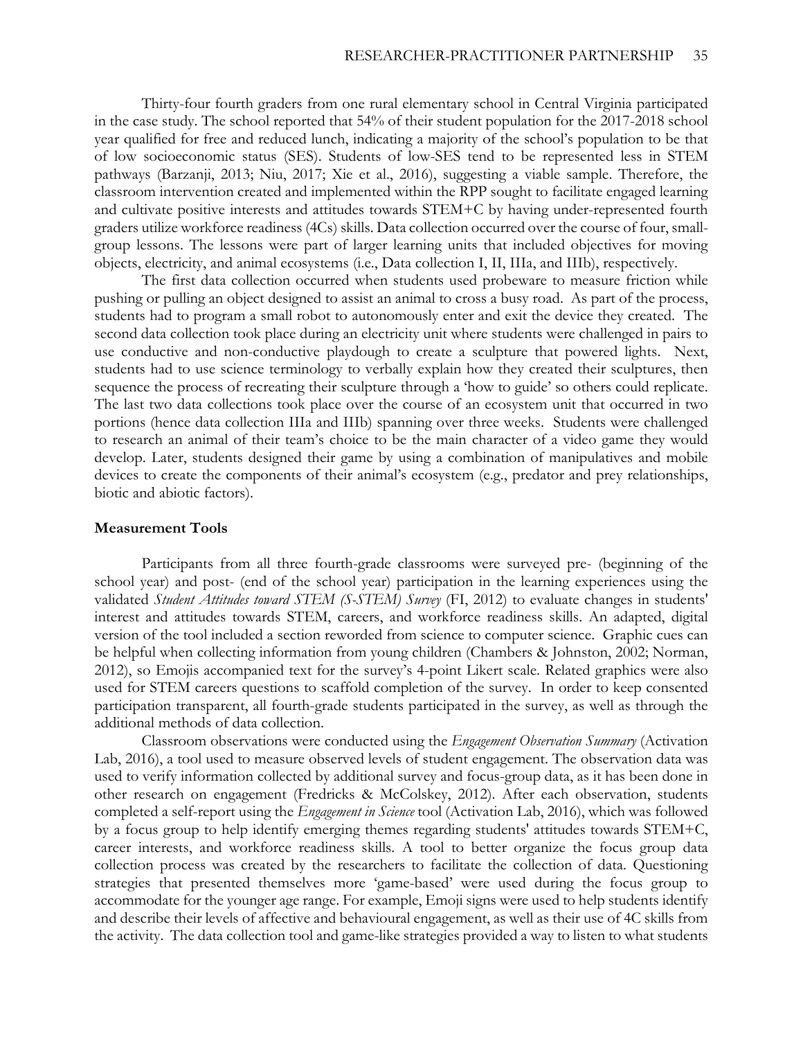Thirty-four fourth graders from one rural elementary school in Central Virginia participated in the case study. The school reported that 54% of their student population for the 2017-2018 school year qualified for free and reduced lunch, indicating a majority of the school's population to be that of low socioeconomic status (SES). Students of low-SES tend to be represented less in STEM pathways (Barzanji, 2013; Niu, 2017; Xie et al., 2016), suggesting a viable sample. Therefore, the classroom intervention created and implemented within the RPP sought to facilitate engaged learning and cultivate positive interests and attitudes towards STEM+C by having under-represented fourth graders utilize workforce readiness (4Cs) skills. Data collection occurred over the course of four, small-group lessons. The lessons were part of larger learning units that included objectives for moving objects, electricity, and animal ecosystems (i.e., Data collection I, II, IIIa, and IIIb), respectively.

The first data collection occurred when students used probeware to measure friction while pushing or pulling an object designed to assist an animal to cross a busy road. As part of the process, students had to program a small robot to autonomously enter and exit the device they created. The second data collection took place during an electricity unit where students were challenged in pairs to use conductive and non-conductive playdough to create a sculpture that powered lights. Next, students had to use science terminology to verbally explain how they created their sculptures, then sequence the process of recreating their sculpture through a 'how to guide' so others could replicate. The last two data collections took place over the course of an ecosystem unit that occurred in two portions (hence data collection IIIa and IIIb) spanning over three weeks. Students were challenged to research an animal of their team's choice to be the main character of a video game they would develop. Later, students designed their game by using a combination of manipulatives and mobile devices to create the components of their animal's ecosystem (e.g., predator and prey relationships, biotic and abiotic factors).

### Measurement Tools

Participants from all three fourth-grade classrooms were surveyed pre- (beginning of the school year) and post- (end of the school year) participation in the learning experiences using the validated *Student Attitudes toward STEM (S-STEM) Survey* (FI, 2012) to evaluate changes in students' interest and attitudes towards STEM, careers, and workforce readiness skills. An adapted, digital version of the tool included a section reworded from science to computer science. Graphic cues can be helpful when collecting information from young children (Chambers & Johnston, 2002; Norman, 2012), so Emojis accompanied text for the survey's 4-point Likert scale. Related graphics were also used for STEM careers questions to scaffold completion of the survey. In order to keep consented participation transparent, all fourth-grade students participated in the survey, as well as through the additional methods of data collection.

Classroom observations were conducted using the *Engagement Observation Summary* (Activation Lab, 2016), a tool used to measure observed levels of student engagement. The observation data was used to verify information collected by additional survey and focus-group data, as it has been done in other research on engagement (Fredricks & McColskey, 2012). After each observation, students completed a self-report using the *Engagement in Science* tool (Activation Lab, 2016), which was followed by a focus group to help identify emerging themes regarding students' attitudes towards STEM+C, career interests, and workforce readiness skills. A tool to better organize the focus group data collection process was created by the researchers to facilitate the collection of data. Questioning strategies that presented themselves more 'game-based' were used during the focus group to accommodate for the younger age range. For example, Emoji signs were used to help students identify and describe their levels of affective and behavioural engagement, as well as their use of 4C skills from the activity. The data collection tool and game-like strategies provided a way to listen to what students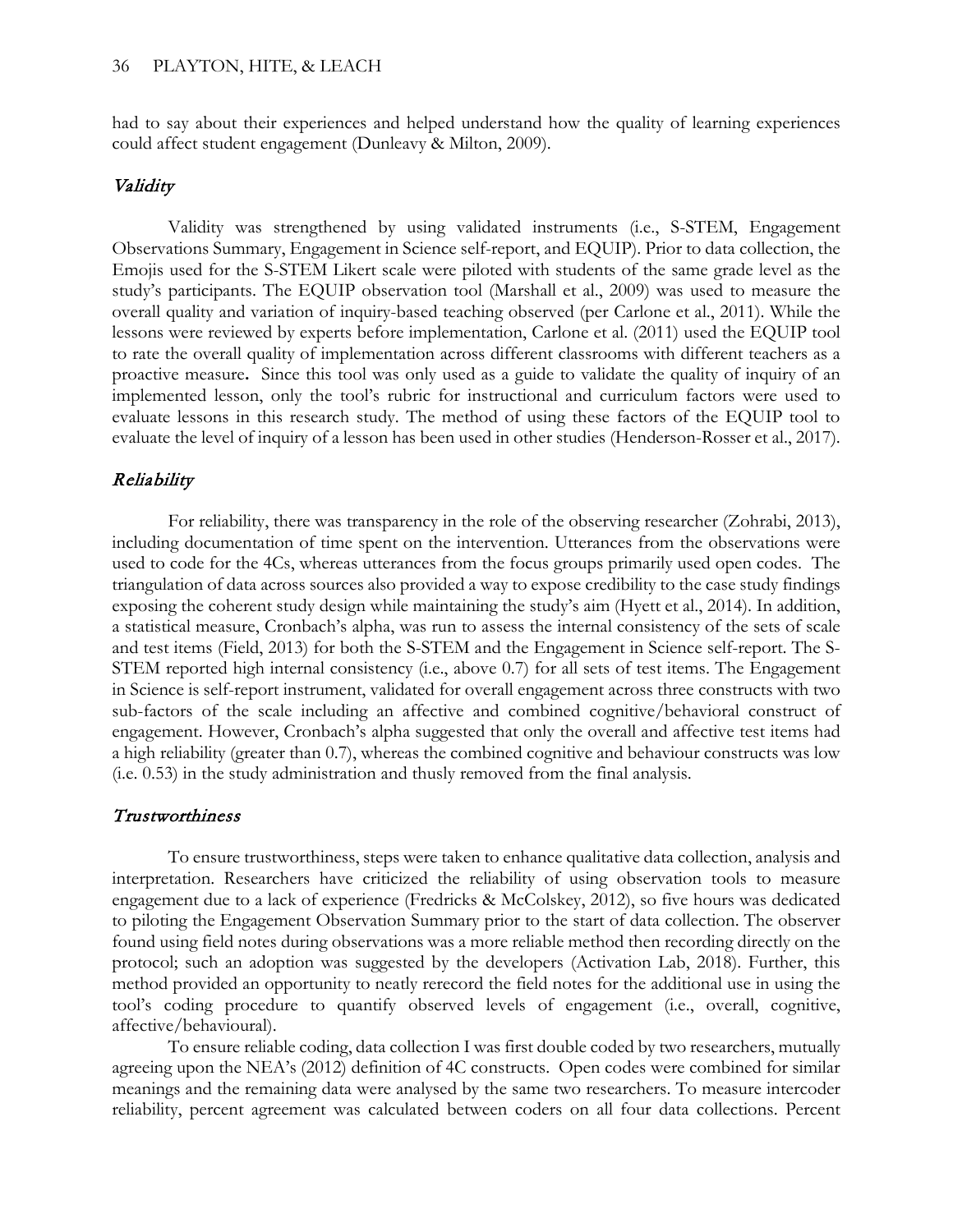had to say about their experiences and helped understand how the quality of learning experiences could affect student engagement (Dunleavy & Milton, 2009).

### *Validity*

Validity was strengthened by using validated instruments (i.e., S-STEM, Engagement Observations Summary, Engagement in Science self-report, and EQUIP). Prior to data collection, the Emojis used for the S-STEM Likert scale were piloted with students of the same grade level as the study's participants. The EQUIP observation tool (Marshall et al., 2009) was used to measure the overall quality and variation of inquiry-based teaching observed (per Carlone et al., 2011). While the lessons were reviewed by experts before implementation, Carlone et al. (2011) used the EQUIP tool to rate the overall quality of implementation across different classrooms with different teachers as a proactive measure**.** Since this tool was only used as a guide to validate the quality of inquiry of an implemented lesson, only the tool's rubric for instructional and curriculum factors were used to evaluate lessons in this research study. The method of using these factors of the EQUIP tool to evaluate the level of inquiry of a lesson has been used in other studies (Henderson-Rosser et al., 2017).

### *Reliability*

For reliability, there was transparency in the role of the observing researcher (Zohrabi, 2013), including documentation of time spent on the intervention. Utterances from the observations were used to code for the 4Cs, whereas utterances from the focus groups primarily used open codes. The triangulation of data across sources also provided a way to expose credibility to the case study findings exposing the coherent study design while maintaining the study's aim (Hyett et al., 2014). In addition, a statistical measure, Cronbach's alpha, was run to assess the internal consistency of the sets of scale and test items (Field, 2013) for both the S-STEM and the Engagement in Science self-report. The S-STEM reported high internal consistency (i.e., above 0.7) for all sets of test items. The Engagement in Science is self-report instrument, validated for overall engagement across three constructs with two sub-factors of the scale including an affective and combined cognitive/behavioral construct of engagement. However, Cronbach's alpha suggested that only the overall and affective test items had a high reliability (greater than 0.7), whereas the combined cognitive and behaviour constructs was low (i.e. 0.53) in the study administration and thusly removed from the final analysis.

### *Trustworthiness*

To ensure trustworthiness, steps were taken to enhance qualitative data collection, analysis and interpretation. Researchers have criticized the reliability of using observation tools to measure engagement due to a lack of experience (Fredricks & McColskey, 2012), so five hours was dedicated to piloting the Engagement Observation Summary prior to the start of data collection. The observer found using field notes during observations was a more reliable method then recording directly on the protocol; such an adoption was suggested by the developers (Activation Lab, 2018). Further, this method provided an opportunity to neatly rerecord the field notes for the additional use in using the tool's coding procedure to quantify observed levels of engagement (i.e., overall, cognitive, affective/behavioural).

To ensure reliable coding, data collection I was first double coded by two researchers, mutually agreeing upon the NEA's (2012) definition of 4C constructs. Open codes were combined for similar meanings and the remaining data were analysed by the same two researchers. To measure intercoder reliability, percent agreement was calculated between coders on all four data collections. Percent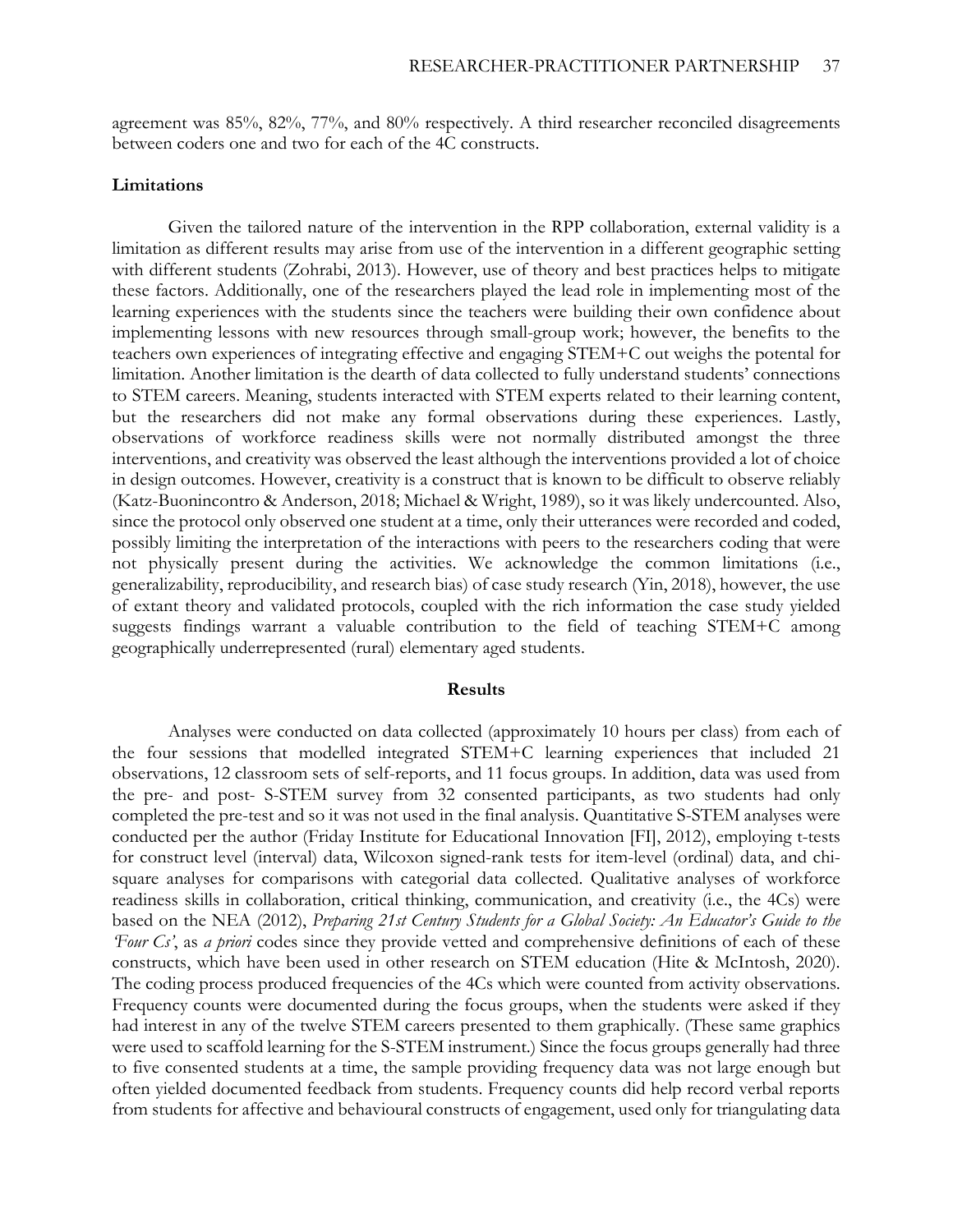agreement was 85%, 82%, 77%, and 80% respectively. A third researcher reconciled disagreements between coders one and two for each of the 4C constructs.

### Limitations

Given the tailored nature of the intervention in the RPP collaboration, external validity is a limitation as different results may arise from use of the intervention in a different geographic setting with different students (Zohrabi, 2013). However, use of theory and best practices helps to mitigate these factors. Additionally, one of the researchers played the lead role in implementing most of the learning experiences with the students since the teachers were building their own confidence about implementing lessons with new resources through small-group work; however, the benefits to the teachers own experiences of integrating effective and engaging STEM+C out weighs the potental for limitation. Another limitation is the dearth of data collected to fully understand students' connections to STEM careers. Meaning, students interacted with STEM experts related to their learning content, but the researchers did not make any formal observations during these experiences. Lastly, observations of workforce readiness skills were not normally distributed amongst the three interventions, and creativity was observed the least although the interventions provided a lot of choice in design outcomes. However, creativity is a construct that is known to be difficult to observe reliably (Katz-Buonincontro & Anderson, 2018; Michael & Wright, 1989), so it was likely undercounted. Also, since the protocol only observed one student at a time, only their utterances were recorded and coded, possibly limiting the interpretation of the interactions with peers to the researchers coding that were not physically present during the activities. We acknowledge the common limitations (i.e., generalizability, reproducibility, and research bias) of case study research (Yin, 2018), however, the use of extant theory and validated protocols, coupled with the rich information the case study yielded suggests findings warrant a valuable contribution to the field of teaching STEM+C among geographically underrepresented (rural) elementary aged students.

## Results

Analyses were conducted on data collected (approximately 10 hours per class) from each of the four sessions that modelled integrated STEM+C learning experiences that included 21 observations, 12 classroom sets of self-reports, and 11 focus groups. In addition, data was used from the pre- and post- S-STEM survey from 32 consented participants, as two students had only completed the pre-test and so it was not used in the final analysis. Quantitative S-STEM analyses were conducted per the author (Friday Institute for Educational Innovation [FI], 2012), employing t-tests for construct level (interval) data, Wilcoxon signed-rank tests for item-level (ordinal) data, and chi-square analyses for comparisons with categorial data collected. Qualitative analyses of workforce readiness skills in collaboration, critical thinking, communication, and creativity (i.e., the 4Cs) were based on the NEA (2012), *Preparing 21st Century Students for a Global Society: An Educator's Guide to the 'Four Cs'*, as *a priori* codes since they provide vetted and comprehensive definitions of each of these constructs, which have been used in other research on STEM education (Hite & McIntosh, 2020). The coding process produced frequencies of the 4Cs which were counted from activity observations. Frequency counts were documented during the focus groups, when the students were asked if they had interest in any of the twelve STEM careers presented to them graphically. (These same graphics were used to scaffold learning for the S-STEM instrument.) Since the focus groups generally had three to five consented students at a time, the sample providing frequency data was not large enough but often yielded documented feedback from students. Frequency counts did help record verbal reports from students for affective and behavioural constructs of engagement, used only for triangulating data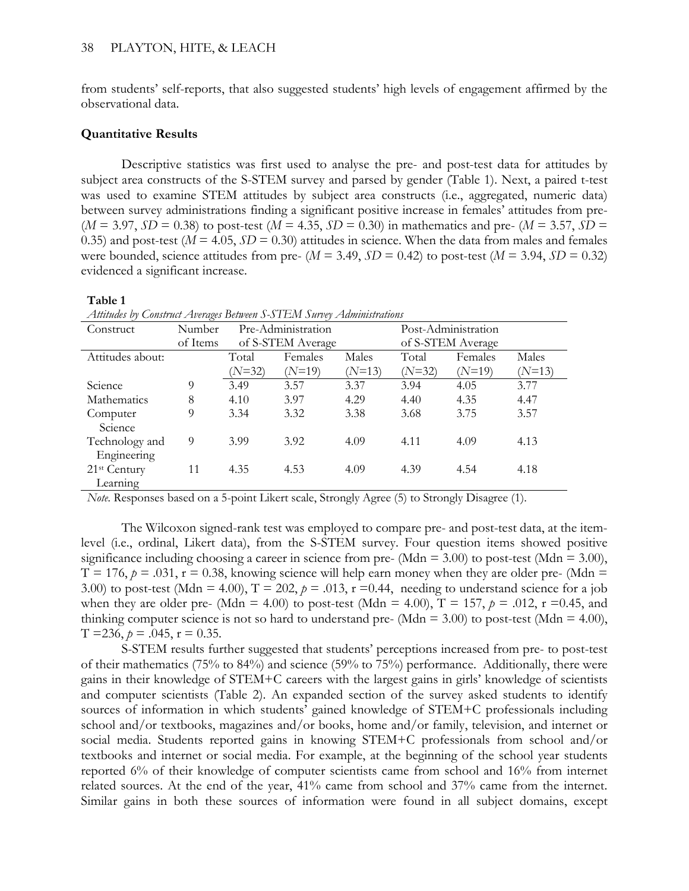from students' self-reports, that also suggested students' high levels of engagement affirmed by the observational data.

### Quantitative Results

Descriptive statistics was first used to analyse the pre- and post-test data for attitudes by subject area constructs of the S-STEM survey and parsed by gender (Table 1). Next, a paired t-test was used to examine STEM attitudes by subject area constructs (i.e., aggregated, numeric data) between survey administrations finding a significant positive increase in females' attitudes from pre- ($M$ = 3.97, $SD$ = 0.38) to post-test ($M$ = 4.35, $SD$ = 0.30) in mathematics and pre- ($M$ = 3.57, $SD$ = 0.35) and post-test ($M$ = 4.05, $SD$ = 0.30) attitudes in science. When the data from males and females were bounded, science attitudes from pre- ($M$ = 3.49, $SD$ = 0.42) to post-test ($M$ = 3.94, $SD$ = 0.32) evidenced a significant increase.

**Table 1**

*Attitudes by Construct Averages Between S-STEM Survey Administrations*

| Construct | Number of Items | Pre-Administration of S-STEM Average | | | Post-Administration of S-STEM Average | | |
|---|---|---|---|---|---|---|---|
| Attitudes about: | | Total ($N$=32) | Females ($N$=19) | Males ($N$=13) | Total ($N$=32) | Females ($N$=19) | Males ($N$=13) |
| Science | 9 | 3.49 | 3.57 | 3.37 | 3.94 | 4.05 | 3.77 |
| Mathematics | 8 | 4.10 | 3.97 | 4.29 | 4.40 | 4.35 | 4.47 |
| Computer Science | 9 | 3.34 | 3.32 | 3.38 | 3.68 | 3.75 | 3.57 |
| Technology and Engineering | 9 | 3.99 | 3.92 | 4.09 | 4.11 | 4.09 | 4.13 |
| 21st Century Learning | 11 | 4.35 | 4.53 | 4.09 | 4.39 | 4.54 | 4.18 |

*Note.* Responses based on a 5-point Likert scale, Strongly Agree (5) to Strongly Disagree (1).

The Wilcoxon signed-rank test was employed to compare pre- and post-test data, at the item-level (i.e., ordinal, Likert data), from the S-STEM survey. Four question items showed positive significance including choosing a career in science from pre- (Mdn = 3.00) to post-test (Mdn = 3.00), T = 176, $p$ = .031, r = 0.38, knowing science will help earn money when they are older pre- (Mdn = 3.00) to post-test (Mdn = 4.00), T = 202, $p$ = .013, r =0.44, needing to understand science for a job when they are older pre- (Mdn = 4.00) to post-test (Mdn = 4.00), T = 157, $p$ = .012, r =0.45, and thinking computer science is not so hard to understand pre- (Mdn = 3.00) to post-test (Mdn = 4.00), T =236, $p$ = .045, r = 0.35.

S-STEM results further suggested that students' perceptions increased from pre- to post-test of their mathematics (75% to 84%) and science (59% to 75%) performance. Additionally, there were gains in their knowledge of STEM+C careers with the largest gains in girls' knowledge of scientists and computer scientists (Table 2). An expanded section of the survey asked students to identify sources of information in which students' gained knowledge of STEM+C professionals including school and/or textbooks, magazines and/or books, home and/or family, television, and internet or social media. Students reported gains in knowing STEM+C professionals from school and/or textbooks and internet or social media. For example, at the beginning of the school year students reported 6% of their knowledge of computer scientists came from school and 16% from internet related sources. At the end of the year, 41% came from school and 37% came from the internet. Similar gains in both these sources of information were found in all subject domains, except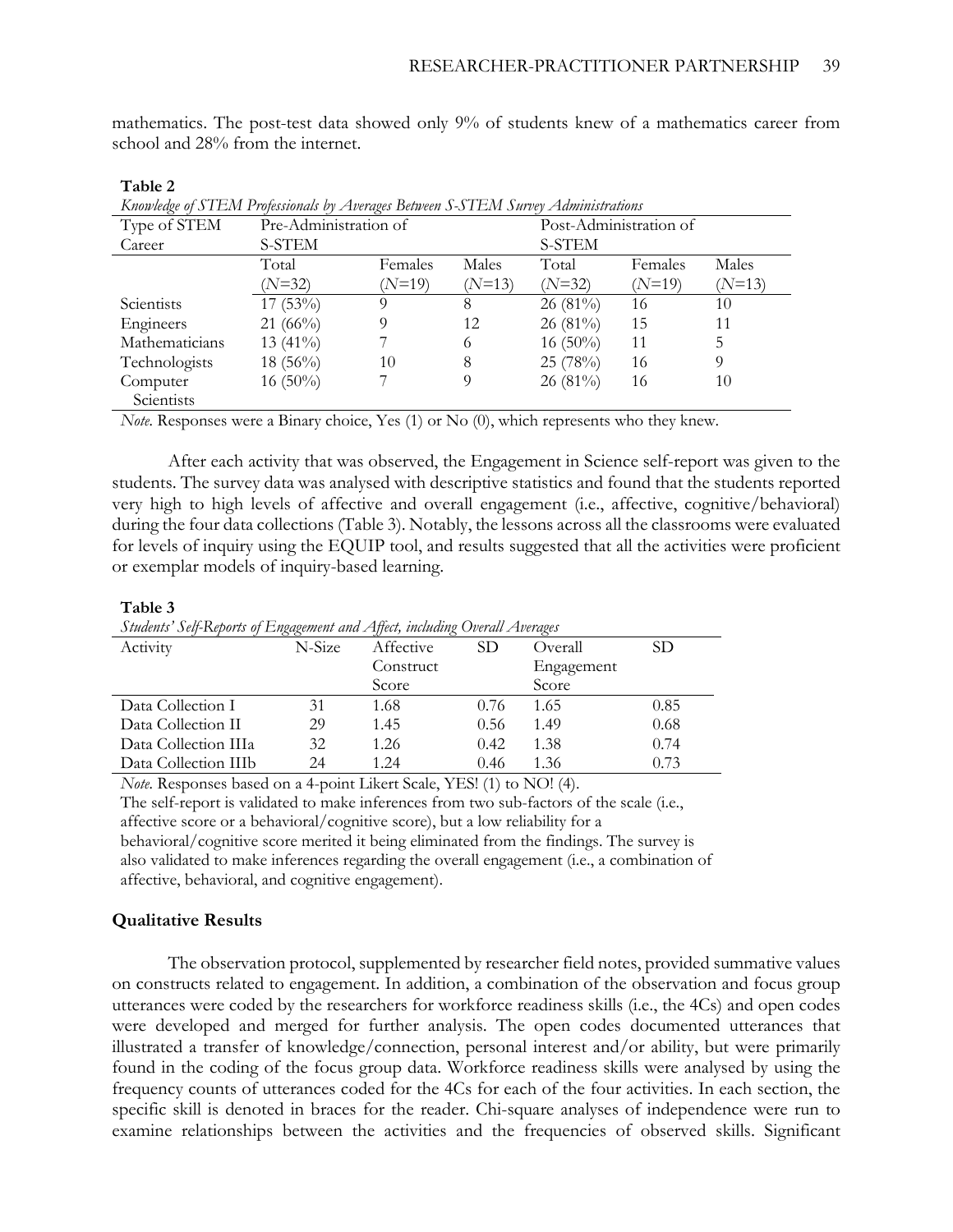mathematics. The post-test data showed only 9% of students knew of a mathematics career from school and 28% from the internet.

**Table 2**

*Knowledge of STEM Professionals by Averages Between S-STEM Survey Administrations*

| Type of STEM Career | Pre-Administration of S-STEM | | | Post-Administration of S-STEM | | |
|---|---|---|---|---|---|---|
| | Total (*N*=32) | Females (*N*=19) | Males (*N*=13) | Total (*N*=32) | Females (*N*=19) | Males (*N*=13) |
| Scientists | 17 (53%) | 9 | 8 | 26 (81%) | 16 | 10 |
| Engineers | 21 (66%) | 9 | 12 | 26 (81%) | 15 | 11 |
| Mathematicians | 13 (41%) | 7 | 6 | 16 (50%) | 11 | 5 |
| Technologists | 18 (56%) | 10 | 8 | 25 (78%) | 16 | 9 |
| Computer Scientists | 16 (50%) | 7 | 9 | 26 (81%) | 16 | 10 |

*Note.* Responses were a Binary choice, Yes (1) or No (0), which represents who they knew.

After each activity that was observed, the Engagement in Science self-report was given to the students. The survey data was analysed with descriptive statistics and found that the students reported very high to high levels of affective and overall engagement (i.e., affective, cognitive/behavioral) during the four data collections (Table 3). Notably, the lessons across all the classrooms were evaluated for levels of inquiry using the EQUIP tool, and results suggested that all the activities were proficient or exemplar models of inquiry-based learning.

**Table 3**

*Students' Self-Reports of Engagement and Affect, including Overall Averages*

| Activity | N-Size | Affective Construct Score | SD | Overall Engagement Score | SD |
|---|---|---|---|---|---|
| Data Collection I | 31 | 1.68 | 0.76 | 1.65 | 0.85 |
| Data Collection II | 29 | 1.45 | 0.56 | 1.49 | 0.68 |
| Data Collection IIIa | 32 | 1.26 | 0.42 | 1.38 | 0.74 |
| Data Collection IIIb | 24 | 1.24 | 0.46 | 1.36 | 0.73 |

*Note.* Responses based on a 4-point Likert Scale, YES! (1) to NO! (4).
The self-report is validated to make inferences from two sub-factors of the scale (i.e., affective score or a behavioral/cognitive score), but a low reliability for a behavioral/cognitive score merited it being eliminated from the findings. The survey is also validated to make inferences regarding the overall engagement (i.e., a combination of affective, behavioral, and cognitive engagement).

### Qualitative Results

The observation protocol, supplemented by researcher field notes, provided summative values on constructs related to engagement. In addition, a combination of the observation and focus group utterances were coded by the researchers for workforce readiness skills (i.e., the 4Cs) and open codes were developed and merged for further analysis. The open codes documented utterances that illustrated a transfer of knowledge/connection, personal interest and/or ability, but were primarily found in the coding of the focus group data. Workforce readiness skills were analysed by using the frequency counts of utterances coded for the 4Cs for each of the four activities. In each section, the specific skill is denoted in braces for the reader. Chi-square analyses of independence were run to examine relationships between the activities and the frequencies of observed skills. Significant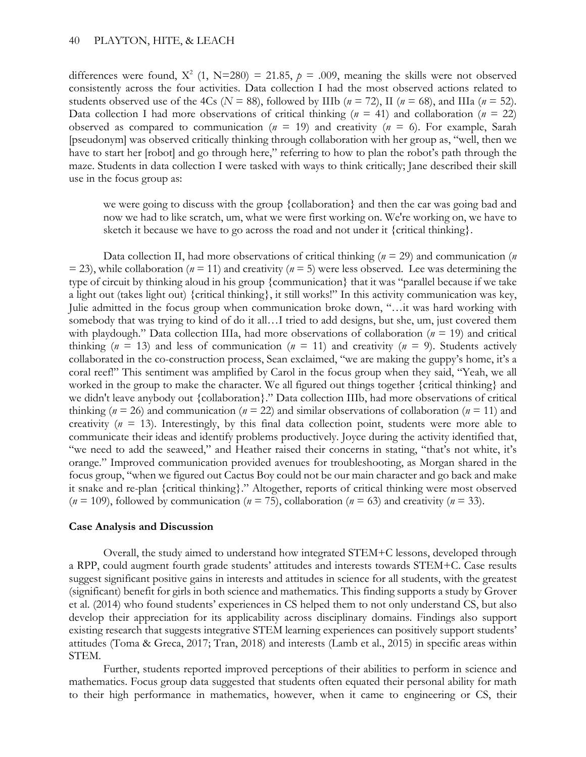differences were found, $X^2$ (1, N=280) = 21.85, $p$ = .009, meaning the skills were not observed consistently across the four activities. Data collection I had the most observed actions related to students observed use of the 4Cs ($N$ = 88), followed by IIIb ($n$ = 72), II ($n$ = 68), and IIIa ($n$ = 52). Data collection I had more observations of critical thinking ($n$ = 41) and collaboration ($n$ = 22) observed as compared to communication ($n$ = 19) and creativity ($n$ = 6). For example, Sarah [pseudonym] was observed critically thinking through collaboration with her group as, "well, then we have to start her [robot] and go through here," referring to how to plan the robot's path through the maze. Students in data collection I were tasked with ways to think critically; Jane described their skill use in the focus group as:

> we were going to discuss with the group {collaboration} and then the car was going bad and now we had to like scratch, um, what we were first working on. We're working on, we have to sketch it because we have to go across the road and not under it {critical thinking}.

Data collection II, had more observations of critical thinking ($n$ = 29) and communication ($n$ = 23), while collaboration ($n$ = 11) and creativity ($n$ = 5) were less observed. Lee was determining the type of circuit by thinking aloud in his group {communication} that it was "parallel because if we take a light out (takes light out) {critical thinking}, it still works!" In this activity communication was key, Julie admitted in the focus group when communication broke down, "…it was hard working with somebody that was trying to kind of do it all…I tried to add designs, but she, um, just covered them with playdough." Data collection IIIa, had more observations of collaboration ($n$ = 19) and critical thinking ($n$ = 13) and less of communication ($n$ = 11) and creativity ($n$ = 9). Students actively collaborated in the co-construction process, Sean exclaimed, "we are making the guppy's home, it's a coral reef!" This sentiment was amplified by Carol in the focus group when they said, "Yeah, we all worked in the group to make the character. We all figured out things together {critical thinking} and we didn't leave anybody out {collaboration}." Data collection IIIb, had more observations of critical thinking ($n$ = 26) and communication ($n$ = 22) and similar observations of collaboration ($n$ = 11) and creativity ($n$ = 13). Interestingly, by this final data collection point, students were more able to communicate their ideas and identify problems productively. Joyce during the activity identified that, "we need to add the seaweed," and Heather raised their concerns in stating, "that's not white, it's orange." Improved communication provided avenues for troubleshooting, as Morgan shared in the focus group, "when we figured out Cactus Boy could not be our main character and go back and make it snake and re-plan {critical thinking}." Altogether, reports of critical thinking were most observed ($n$ = 109), followed by communication ($n$ = 75), collaboration ($n$ = 63) and creativity ($n$ = 33).

**Case Analysis and Discussion**

Overall, the study aimed to understand how integrated STEM+C lessons, developed through a RPP, could augment fourth grade students' attitudes and interests towards STEM+C. Case results suggest significant positive gains in interests and attitudes in science for all students, with the greatest (significant) benefit for girls in both science and mathematics. This finding supports a study by Grover et al. (2014) who found students' experiences in CS helped them to not only understand CS, but also develop their appreciation for its applicability across disciplinary domains. Findings also support existing research that suggests integrative STEM learning experiences can positively support students' attitudes (Toma & Greca, 2017; Tran, 2018) and interests (Lamb et al., 2015) in specific areas within STEM.

Further, students reported improved perceptions of their abilities to perform in science and mathematics. Focus group data suggested that students often equated their personal ability for math to their high performance in mathematics, however, when it came to engineering or CS, their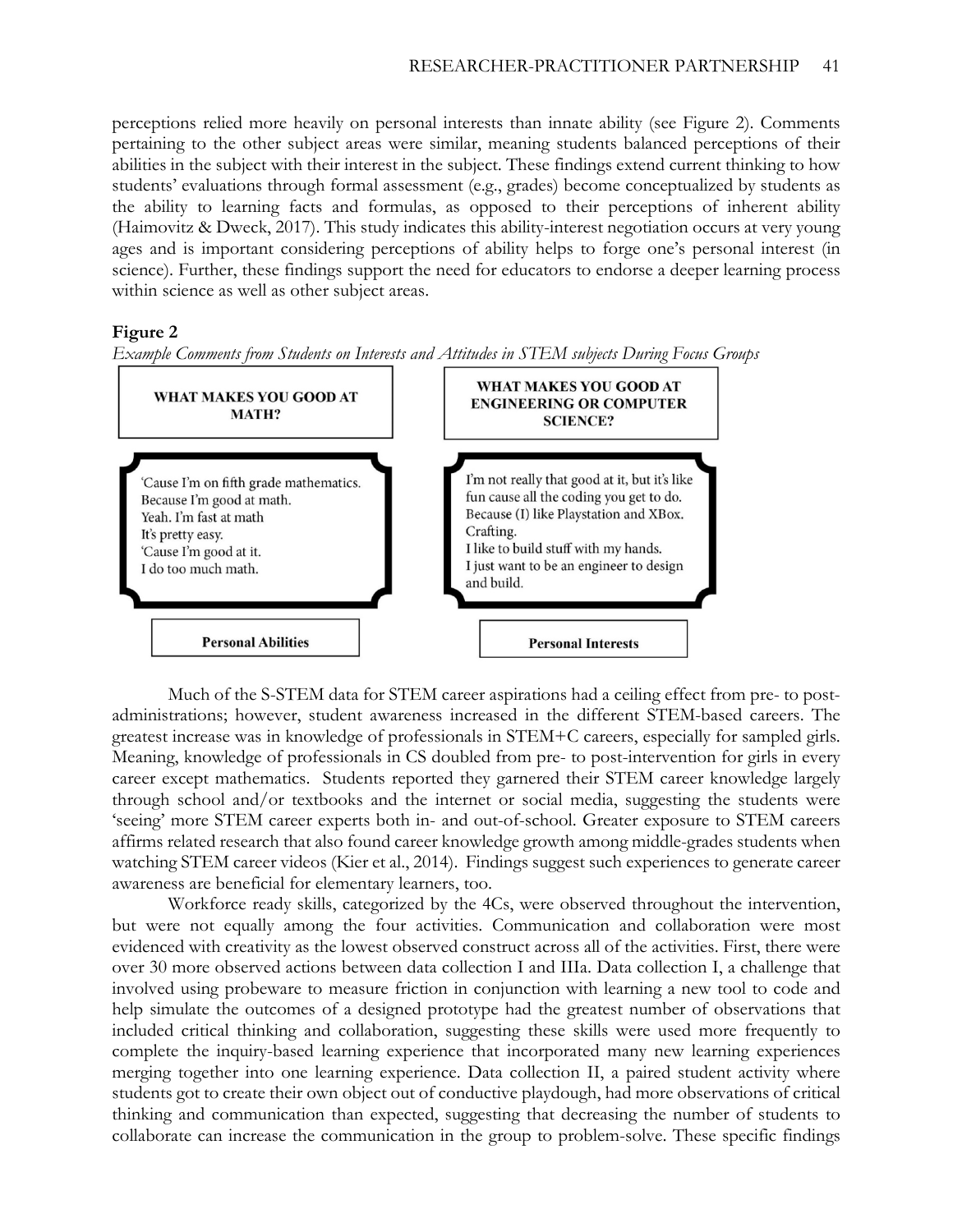perceptions relied more heavily on personal interests than innate ability (see Figure 2). Comments pertaining to the other subject areas were similar, meaning students balanced perceptions of their abilities in the subject with their interest in the subject. These findings extend current thinking to how students' evaluations through formal assessment (e.g., grades) become conceptualized by students as the ability to learning facts and formulas, as opposed to their perceptions of inherent ability (Haimovitz & Dweck, 2017). This study indicates this ability-interest negotiation occurs at very young ages and is important considering perceptions of ability helps to forge one's personal interest (in science). Further, these findings support the need for educators to endorse a deeper learning process within science as well as other subject areas.

**Figure 2**

*Example Comments from Students on Interests and Attitudes in STEM subjects During Focus Groups*

**WHAT MAKES YOU GOOD AT MATH?**

'Cause I'm on fifth grade mathematics.
Because I'm good at math.
Yeah. I'm fast at math
It's pretty easy.
'Cause I'm good at it.
I do too much math.

**Personal Abilities**

**WHAT MAKES YOU GOOD AT ENGINEERING OR COMPUTER SCIENCE?**

I'm not really that good at it, but it's like fun cause all the coding you get to do.
Because (I) like Playstation and XBox.
Crafting.
I like to build stuff with my hands.
I just want to be an engineer to design and build.

**Personal Interests**

Much of the S-STEM data for STEM career aspirations had a ceiling effect from pre- to post-administrations; however, student awareness increased in the different STEM-based careers. The greatest increase was in knowledge of professionals in STEM+C careers, especially for sampled girls. Meaning, knowledge of professionals in CS doubled from pre- to post-intervention for girls in every career except mathematics. Students reported they garnered their STEM career knowledge largely through school and/or textbooks and the internet or social media, suggesting the students were 'seeing' more STEM career experts both in- and out-of-school. Greater exposure to STEM careers affirms related research that also found career knowledge growth among middle-grades students when watching STEM career videos (Kier et al., 2014). Findings suggest such experiences to generate career awareness are beneficial for elementary learners, too.

Workforce ready skills, categorized by the 4Cs, were observed throughout the intervention, but were not equally among the four activities. Communication and collaboration were most evidenced with creativity as the lowest observed construct across all of the activities. First, there were over 30 more observed actions between data collection I and IIIa. Data collection I, a challenge that involved using probeware to measure friction in conjunction with learning a new tool to code and help simulate the outcomes of a designed prototype had the greatest number of observations that included critical thinking and collaboration, suggesting these skills were used more frequently to complete the inquiry-based learning experience that incorporated many new learning experiences merging together into one learning experience. Data collection II, a paired student activity where students got to create their own object out of conductive playdough, had more observations of critical thinking and communication than expected, suggesting that decreasing the number of students to collaborate can increase the communication in the group to problem-solve. These specific findings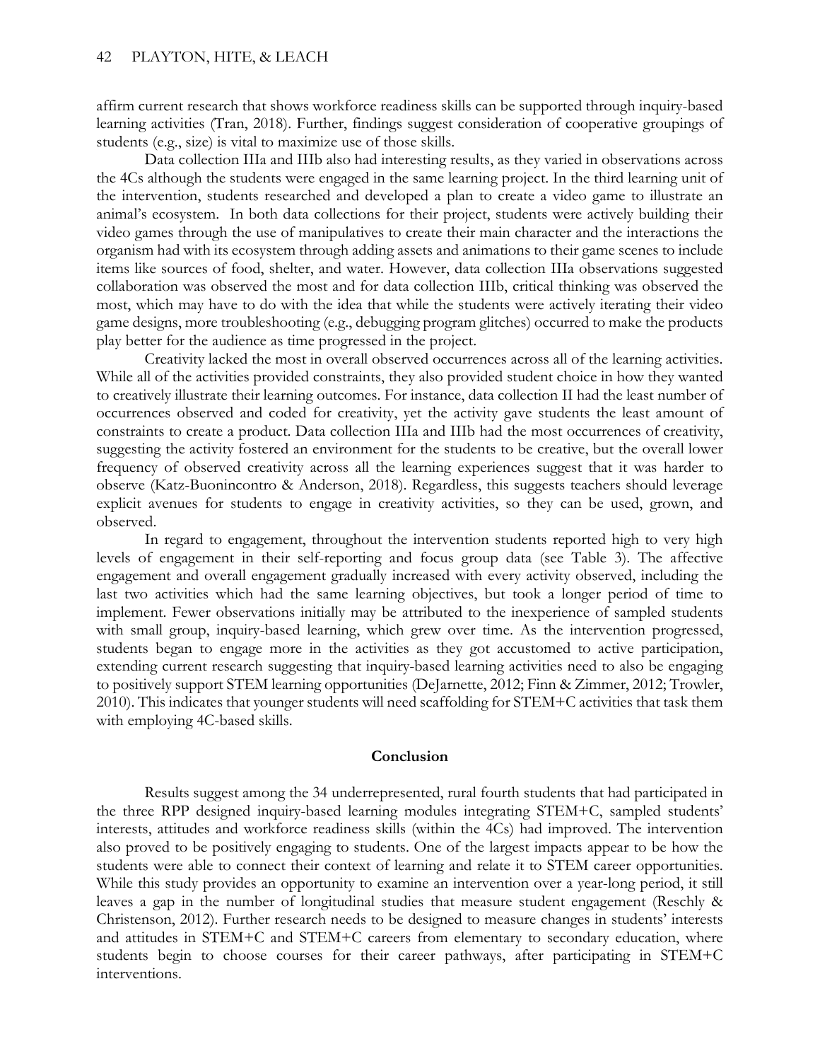affirm current research that shows workforce readiness skills can be supported through inquiry-based learning activities (Tran, 2018). Further, findings suggest consideration of cooperative groupings of students (e.g., size) is vital to maximize use of those skills.

Data collection IIIa and IIIb also had interesting results, as they varied in observations across the 4Cs although the students were engaged in the same learning project. In the third learning unit of the intervention, students researched and developed a plan to create a video game to illustrate an animal's ecosystem. In both data collections for their project, students were actively building their video games through the use of manipulatives to create their main character and the interactions the organism had with its ecosystem through adding assets and animations to their game scenes to include items like sources of food, shelter, and water. However, data collection IIIa observations suggested collaboration was observed the most and for data collection IIIb, critical thinking was observed the most, which may have to do with the idea that while the students were actively iterating their video game designs, more troubleshooting (e.g., debugging program glitches) occurred to make the products play better for the audience as time progressed in the project.

Creativity lacked the most in overall observed occurrences across all of the learning activities. While all of the activities provided constraints, they also provided student choice in how they wanted to creatively illustrate their learning outcomes. For instance, data collection II had the least number of occurrences observed and coded for creativity, yet the activity gave students the least amount of constraints to create a product. Data collection IIIa and IIIb had the most occurrences of creativity, suggesting the activity fostered an environment for the students to be creative, but the overall lower frequency of observed creativity across all the learning experiences suggest that it was harder to observe (Katz-Buonincontro & Anderson, 2018). Regardless, this suggests teachers should leverage explicit avenues for students to engage in creativity activities, so they can be used, grown, and observed.

In regard to engagement, throughout the intervention students reported high to very high levels of engagement in their self-reporting and focus group data (see Table 3). The affective engagement and overall engagement gradually increased with every activity observed, including the last two activities which had the same learning objectives, but took a longer period of time to implement. Fewer observations initially may be attributed to the inexperience of sampled students with small group, inquiry-based learning, which grew over time. As the intervention progressed, students began to engage more in the activities as they got accustomed to active participation, extending current research suggesting that inquiry-based learning activities need to also be engaging to positively support STEM learning opportunities (DeJarnette, 2012; Finn & Zimmer, 2012; Trowler, 2010). This indicates that younger students will need scaffolding for STEM+C activities that task them with employing 4C-based skills.

## Conclusion

Results suggest among the 34 underrepresented, rural fourth students that had participated in the three RPP designed inquiry-based learning modules integrating STEM+C, sampled students' interests, attitudes and workforce readiness skills (within the 4Cs) had improved. The intervention also proved to be positively engaging to students. One of the largest impacts appear to be how the students were able to connect their context of learning and relate it to STEM career opportunities. While this study provides an opportunity to examine an intervention over a year-long period, it still leaves a gap in the number of longitudinal studies that measure student engagement (Reschly & Christenson, 2012). Further research needs to be designed to measure changes in students' interests and attitudes in STEM+C and STEM+C careers from elementary to secondary education, where students begin to choose courses for their career pathways, after participating in STEM+C interventions.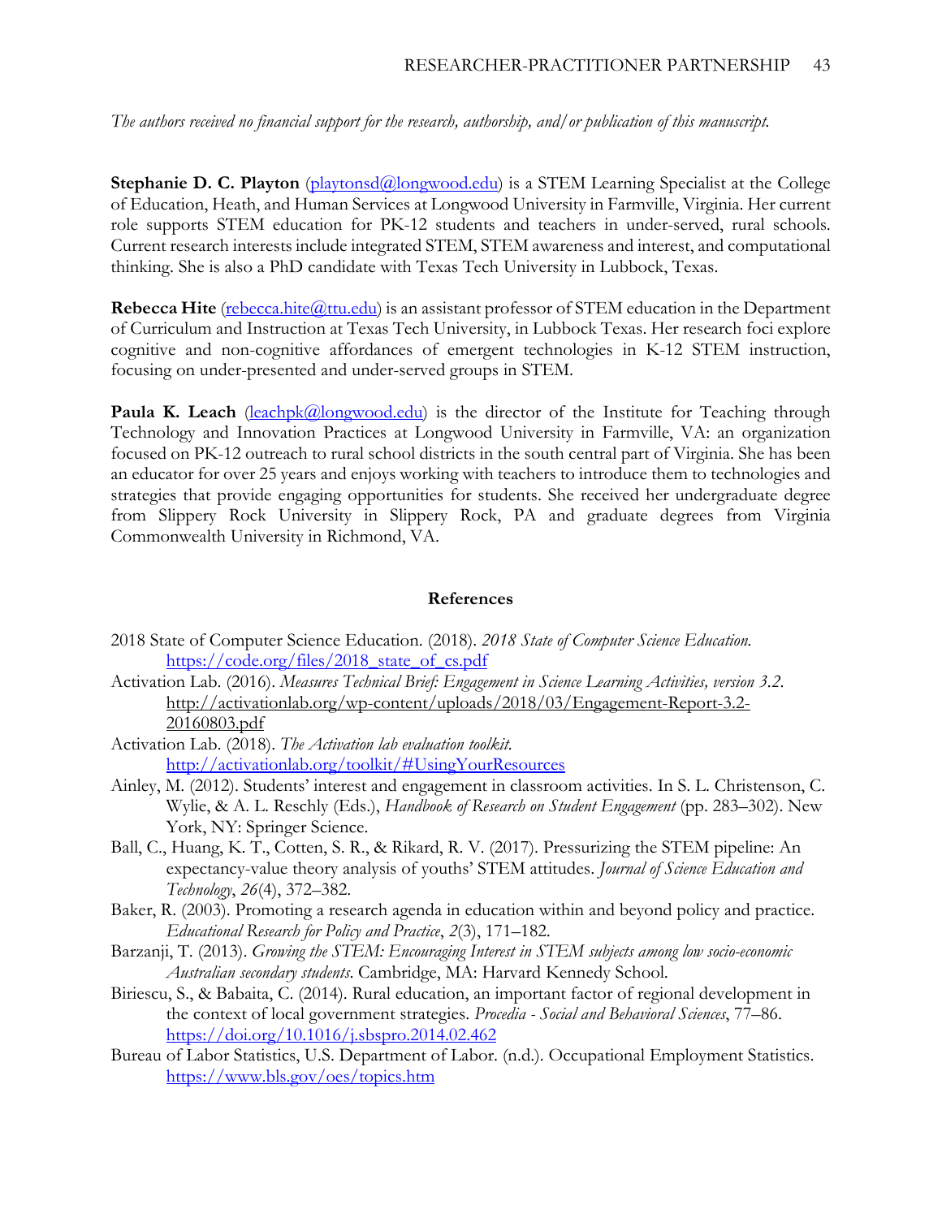*The authors received no financial support for the research, authorship, and/or publication of this manuscript.*

**Stephanie D. C. Playton** (playtonsd@longwood.edu) is a STEM Learning Specialist at the College of Education, Heath, and Human Services at Longwood University in Farmville, Virginia. Her current role supports STEM education for PK-12 students and teachers in under-served, rural schools. Current research interests include integrated STEM, STEM awareness and interest, and computational thinking. She is also a PhD candidate with Texas Tech University in Lubbock, Texas.

**Rebecca Hite** (rebecca.hite@ttu.edu) is an assistant professor of STEM education in the Department of Curriculum and Instruction at Texas Tech University, in Lubbock Texas. Her research foci explore cognitive and non-cognitive affordances of emergent technologies in K-12 STEM instruction, focusing on under-presented and under-served groups in STEM.

**Paula K. Leach** (leachpk@longwood.edu) is the director of the Institute for Teaching through Technology and Innovation Practices at Longwood University in Farmville, VA: an organization focused on PK-12 outreach to rural school districts in the south central part of Virginia. She has been an educator for over 25 years and enjoys working with teachers to introduce them to technologies and strategies that provide engaging opportunities for students. She received her undergraduate degree from Slippery Rock University in Slippery Rock, PA and graduate degrees from Virginia Commonwealth University in Richmond, VA.

## References

2018 State of Computer Science Education. (2018). *2018 State of Computer Science Education.* https://code.org/files/2018_state_of_cs.pdf

Activation Lab. (2016). *Measures Technical Brief: Engagement in Science Learning Activities, version 3.2.* http://activationlab.org/wp-content/uploads/2018/03/Engagement-Report-3.2-20160803.pdf

Activation Lab. (2018). *The Activation lab evaluation toolkit.* http://activationlab.org/toolkit/#UsingYourResources

Ainley, M. (2012). Students' interest and engagement in classroom activities. In S. L. Christenson, C. Wylie, & A. L. Reschly (Eds.), *Handbook of Research on Student Engagement* (pp. 283–302). New York, NY: Springer Science.

Ball, C., Huang, K. T., Cotten, S. R., & Rikard, R. V. (2017). Pressurizing the STEM pipeline: An expectancy-value theory analysis of youths' STEM attitudes. *Journal of Science Education and Technology*, *26*(4), 372–382.

Baker, R. (2003). Promoting a research agenda in education within and beyond policy and practice. *Educational Research for Policy and Practice*, *2*(3), 171–182.

Barzanji, T. (2013). *Growing the STEM: Encouraging Interest in STEM subjects among low socio-economic Australian secondary students*. Cambridge, MA: Harvard Kennedy School.

Biriescu, S., & Babaita, C. (2014). Rural education, an important factor of regional development in the context of local government strategies. *Procedia - Social and Behavioral Sciences*, 77–86. https://doi.org/10.1016/j.sbspro.2014.02.462

Bureau of Labor Statistics, U.S. Department of Labor. (n.d.). Occupational Employment Statistics. https://www.bls.gov/oes/topics.htm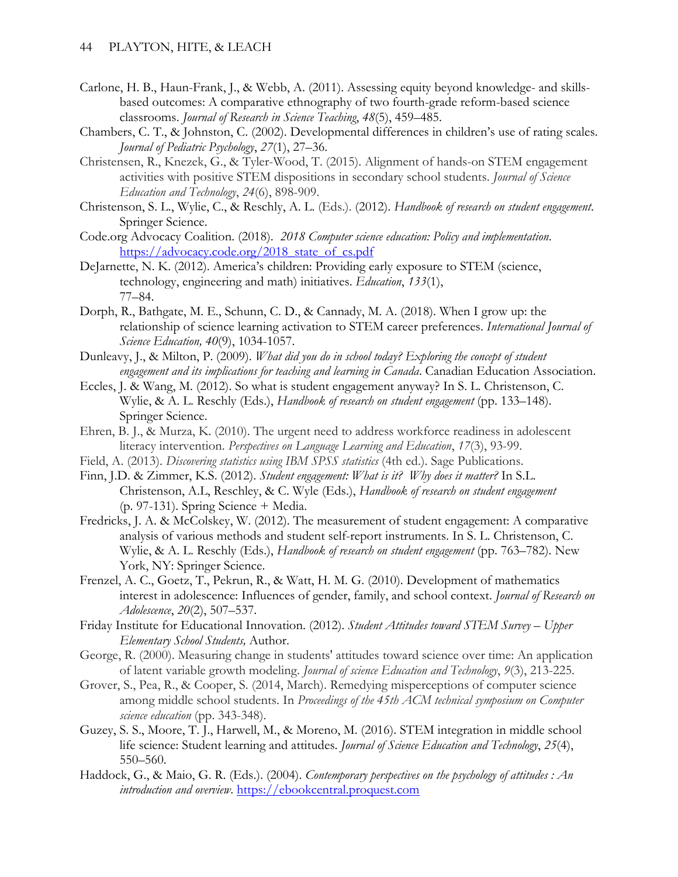Carlone, H. B., Haun-Frank, J., & Webb, A. (2011). Assessing equity beyond knowledge- and skills-based outcomes: A comparative ethnography of two fourth-grade reform-based science classrooms. *Journal of Research in Science Teaching*, *48*(5), 459–485.

Chambers, C. T., & Johnston, C. (2002). Developmental differences in children's use of rating scales. *Journal of Pediatric Psychology*, *27*(1), 27–36.

Christensen, R., Knezek, G., & Tyler-Wood, T. (2015). Alignment of hands-on STEM engagement activities with positive STEM dispositions in secondary school students. *Journal of Science Education and Technology*, *24*(6), 898-909.

Christenson, S. L., Wylie, C., & Reschly, A. L. (Eds.). (2012). *Handbook of research on student engagement*. Springer Science.

Code.org Advocacy Coalition. (2018). *2018 Computer science education: Policy and implementation*. https://advocacy.code.org/2018_state_of_cs.pdf

DeJarnette, N. K. (2012). America's children: Providing early exposure to STEM (science, technology, engineering and math) initiatives. *Education*, *133*(1), 77–84.

Dorph, R., Bathgate, M. E., Schunn, C. D., & Cannady, M. A. (2018). When I grow up: the relationship of science learning activation to STEM career preferences. *International Journal of Science Education, 40*(9), 1034-1057.

Dunleavy, J., & Milton, P. (2009). *What did you do in school today? Exploring the concept of student engagement and its implications for teaching and learning in Canada*. Canadian Education Association.

Eccles, J. & Wang, M. (2012). So what is student engagement anyway? In S. L. Christenson, C. Wylie, & A. L. Reschly (Eds.), *Handbook of research on student engagement* (pp. 133–148). Springer Science.

Ehren, B. J., & Murza, K. (2010). The urgent need to address workforce readiness in adolescent literacy intervention. *Perspectives on Language Learning and Education*, *17*(3), 93-99.

Field, A. (2013). *Discovering statistics using IBM SPSS statistics* (4th ed.). Sage Publications.

Finn, J.D. & Zimmer, K.S. (2012). *Student engagement: What is it? Why does it matter?* In S.L. Christenson, A.L, Reschley, & C. Wyle (Eds.), *Handbook of research on student engagement* (p. 97-131). Spring Science + Media.

Fredricks, J. A. & McColskey, W. (2012). The measurement of student engagement: A comparative analysis of various methods and student self-report instruments. In S. L. Christenson, C. Wylie, & A. L. Reschly (Eds.), *Handbook of research on student engagement* (pp. 763–782). New York, NY: Springer Science.

Frenzel, A. C., Goetz, T., Pekrun, R., & Watt, H. M. G. (2010). Development of mathematics interest in adolescence: Influences of gender, family, and school context. *Journal of Research on Adolescence*, *20*(2), 507–537.

Friday Institute for Educational Innovation. (2012). *Student Attitudes toward STEM Survey – Upper Elementary School Students,* Author.

George, R. (2000). Measuring change in students' attitudes toward science over time: An application of latent variable growth modeling. *Journal of science Education and Technology*, *9*(3), 213-225.

Grover, S., Pea, R., & Cooper, S. (2014, March). Remedying misperceptions of computer science among middle school students. In *Proceedings of the 45th ACM technical symposium on Computer science education* (pp. 343-348).

Guzey, S. S., Moore, T. J., Harwell, M., & Moreno, M. (2016). STEM integration in middle school life science: Student learning and attitudes. *Journal of Science Education and Technology*, *25*(4), 550–560.

Haddock, G., & Maio, G. R. (Eds.). (2004). *Contemporary perspectives on the psychology of attitudes : An introduction and overview.* https://ebookcentral.proquest.com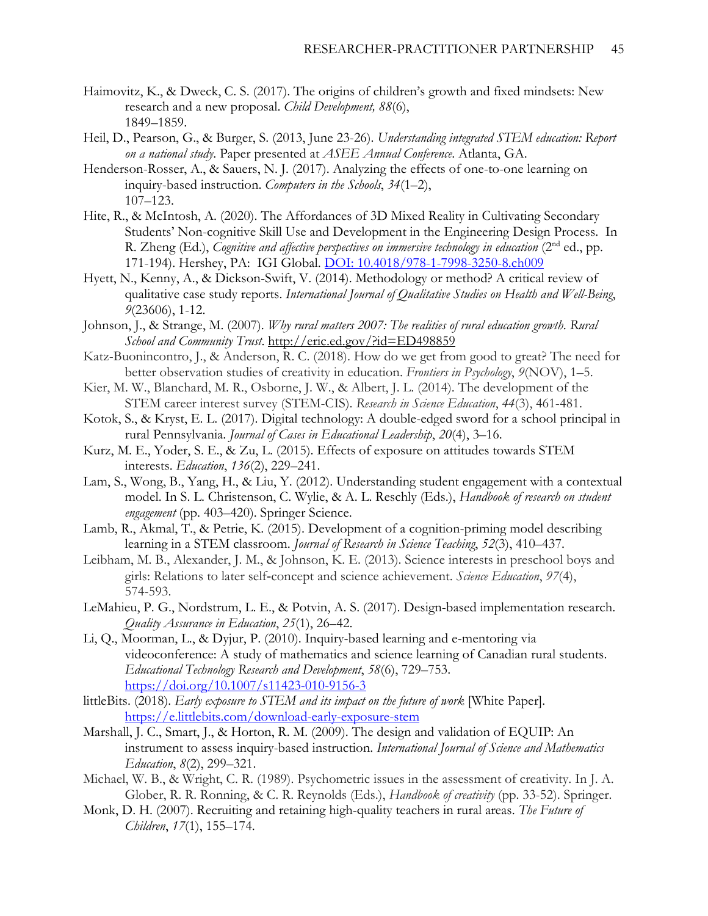Haimovitz, K., & Dweck, C. S. (2017). The origins of children's growth and fixed mindsets: New research and a new proposal. *Child Development, 88*(6), 1849–1859.

Heil, D., Pearson, G., & Burger, S. (2013, June 23-26). *Understanding integrated STEM education: Report on a national study.* Paper presented at *ASEE Annual Conference.* Atlanta, GA.

Henderson-Rosser, A., & Sauers, N. J. (2017). Analyzing the effects of one-to-one learning on inquiry-based instruction. *Computers in the Schools*, *34*(1–2), 107–123.

Hite, R., & McIntosh, A. (2020). The Affordances of 3D Mixed Reality in Cultivating Secondary Students' Non-cognitive Skill Use and Development in the Engineering Design Process. In R. Zheng (Ed.), *Cognitive and affective perspectives on immersive technology in education* (2nd ed., pp. 171-194). Hershey, PA: IGI Global. [DOI: 10.4018/978-1-7998-3250-8.ch009](https://doi.org/10.4018/978-1-7998-3250-8.ch009)

Hyett, N., Kenny, A., & Dickson-Swift, V. (2014). Methodology or method? A critical review of qualitative case study reports. *International Journal of Qualitative Studies on Health and Well-Being*, *9*(23606), 1-12.

Johnson, J., & Strange, M. (2007). *Why rural matters 2007: The realities of rural education growth. Rural School and Community Trust*. http://eric.ed.gov/?id=ED498859

Katz-Buonincontro, J., & Anderson, R. C. (2018). How do we get from good to great? The need for better observation studies of creativity in education. *Frontiers in Psychology*, *9*(NOV), 1–5.

Kier, M. W., Blanchard, M. R., Osborne, J. W., & Albert, J. L. (2014). The development of the STEM career interest survey (STEM-CIS). *Research in Science Education*, *44*(3), 461-481.

Kotok, S., & Kryst, E. L. (2017). Digital technology: A double-edged sword for a school principal in rural Pennsylvania. *Journal of Cases in Educational Leadership*, *20*(4), 3–16.

Kurz, M. E., Yoder, S. E., & Zu, L. (2015). Effects of exposure on attitudes towards STEM interests. *Education*, *136*(2), 229–241.

Lam, S., Wong, B., Yang, H., & Liu, Y. (2012). Understanding student engagement with a contextual model. In S. L. Christenson, C. Wylie, & A. L. Reschly (Eds.), *Handbook of research on student engagement* (pp. 403–420). Springer Science.

Lamb, R., Akmal, T., & Petrie, K. (2015). Development of a cognition-priming model describing learning in a STEM classroom. *Journal of Research in Science Teaching*, *52*(3), 410–437.

Leibham, M. B., Alexander, J. M., & Johnson, K. E. (2013). Science interests in preschool boys and girls: Relations to later self-concept and science achievement. *Science Education*, *97*(4), 574-593.

LeMahieu, P. G., Nordstrum, L. E., & Potvin, A. S. (2017). Design-based implementation research. *Quality Assurance in Education*, *25*(1), 26–42.

Li, Q., Moorman, L., & Dyjur, P. (2010). Inquiry-based learning and e-mentoring via videoconference: A study of mathematics and science learning of Canadian rural students. *Educational Technology Research and Development*, *58*(6), 729–753. https://doi.org/10.1007/s11423-010-9156-3

littleBits. (2018). *Early exposure to STEM and its impact on the future of work* [White Paper]. https://e.littlebits.com/download-early-exposure-stem

Marshall, J. C., Smart, J., & Horton, R. M. (2009). The design and validation of EQUIP: An instrument to assess inquiry-based instruction. *International Journal of Science and Mathematics Education*, *8*(2), 299–321.

Michael, W. B., & Wright, C. R. (1989). Psychometric issues in the assessment of creativity. In J. A. Glober, R. R. Ronning, & C. R. Reynolds (Eds.), *Handbook of creativity* (pp. 33-52). Springer.

Monk, D. H. (2007). Recruiting and retaining high-quality teachers in rural areas. *The Future of Children*, *17*(1), 155–174.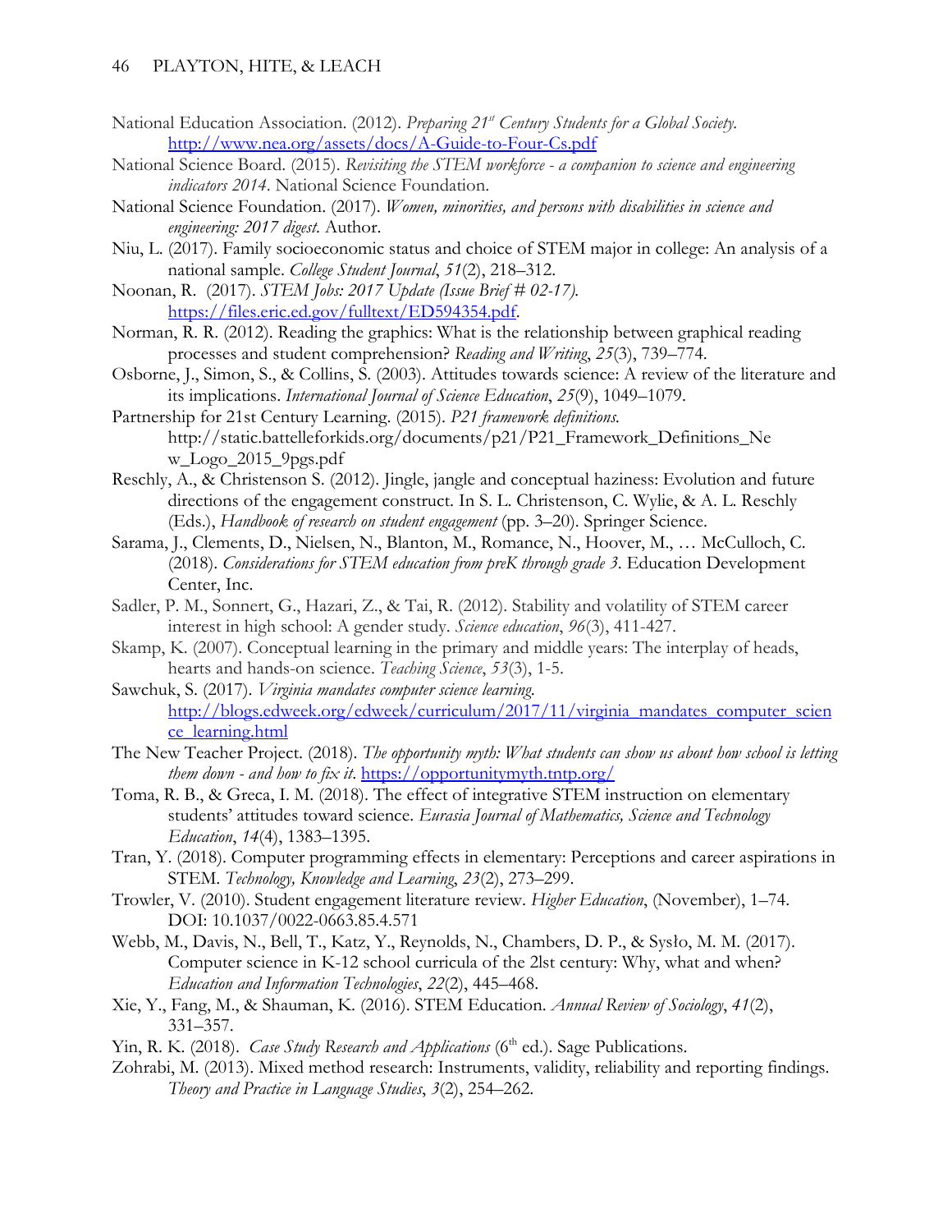National Education Association. (2012). *Preparing 21st Century Students for a Global Society.* http://www.nea.org/assets/docs/A-Guide-to-Four-Cs.pdf

National Science Board. (2015). *Revisiting the STEM workforce - a companion to science and engineering indicators 2014.* National Science Foundation.

National Science Foundation. (2017). *Women, minorities, and persons with disabilities in science and engineering: 2017 digest.* Author.

Niu, L. (2017). Family socioeconomic status and choice of STEM major in college: An analysis of a national sample. *College Student Journal*, *51*(2), 218–312.

Noonan, R. (2017). *STEM Jobs: 2017 Update (Issue Brief # 02-17).* https://files.eric.ed.gov/fulltext/ED594354.pdf.

Norman, R. R. (2012). Reading the graphics: What is the relationship between graphical reading processes and student comprehension? *Reading and Writing*, *25*(3), 739–774.

Osborne, J., Simon, S., & Collins, S. (2003). Attitudes towards science: A review of the literature and its implications. *International Journal of Science Education*, *25*(9), 1049–1079.

Partnership for 21st Century Learning. (2015). *P21 framework definitions.* http://static.battelleforkids.org/documents/p21/P21_Framework_Definitions_New_Logo_2015_9pgs.pdf

Reschly, A., & Christenson S. (2012). Jingle, jangle and conceptual haziness: Evolution and future directions of the engagement construct. In S. L. Christenson, C. Wylie, & A. L. Reschly (Eds.), *Handbook of research on student engagement* (pp. 3–20). Springer Science.

Sarama, J., Clements, D., Nielsen, N., Blanton, M., Romance, N., Hoover, M., … McCulloch, C. (2018). *Considerations for STEM education from preK through grade 3.* Education Development Center, Inc.

Sadler, P. M., Sonnert, G., Hazari, Z., & Tai, R. (2012). Stability and volatility of STEM career interest in high school: A gender study. *Science education*, *96*(3), 411-427.

Skamp, K. (2007). Conceptual learning in the primary and middle years: The interplay of heads, hearts and hands-on science. *Teaching Science*, *53*(3), 1-5.

Sawchuk, S. (2017). *Virginia mandates computer science learning.* http://blogs.edweek.org/edweek/curriculum/2017/11/virginia_mandates_computer_science_learning.html

The New Teacher Project. (2018). *The opportunity myth: What students can show us about how school is letting them down - and how to fix it.* https://opportunitymyth.tntp.org/

Toma, R. B., & Greca, I. M. (2018). The effect of integrative STEM instruction on elementary students' attitudes toward science. *Eurasia Journal of Mathematics, Science and Technology Education*, *14*(4), 1383–1395.

Tran, Y. (2018). Computer programming effects in elementary: Perceptions and career aspirations in STEM. *Technology, Knowledge and Learning*, *23*(2), 273–299.

Trowler, V. (2010). Student engagement literature review. *Higher Education*, (November), 1–74. DOI: 10.1037/0022-0663.85.4.571

Webb, M., Davis, N., Bell, T., Katz, Y., Reynolds, N., Chambers, D. P., & Sysło, M. M. (2017). Computer science in K-12 school curricula of the 2lst century: Why, what and when? *Education and Information Technologies*, *22*(2), 445–468.

Xie, Y., Fang, M., & Shauman, K. (2016). STEM Education. *Annual Review of Sociology*, *41*(2), 331–357.

Yin, R. K. (2018). *Case Study Research and Applications* (6th ed.). Sage Publications.

Zohrabi, M. (2013). Mixed method research: Instruments, validity, reliability and reporting findings. *Theory and Practice in Language Studies*, *3*(2), 254–262.